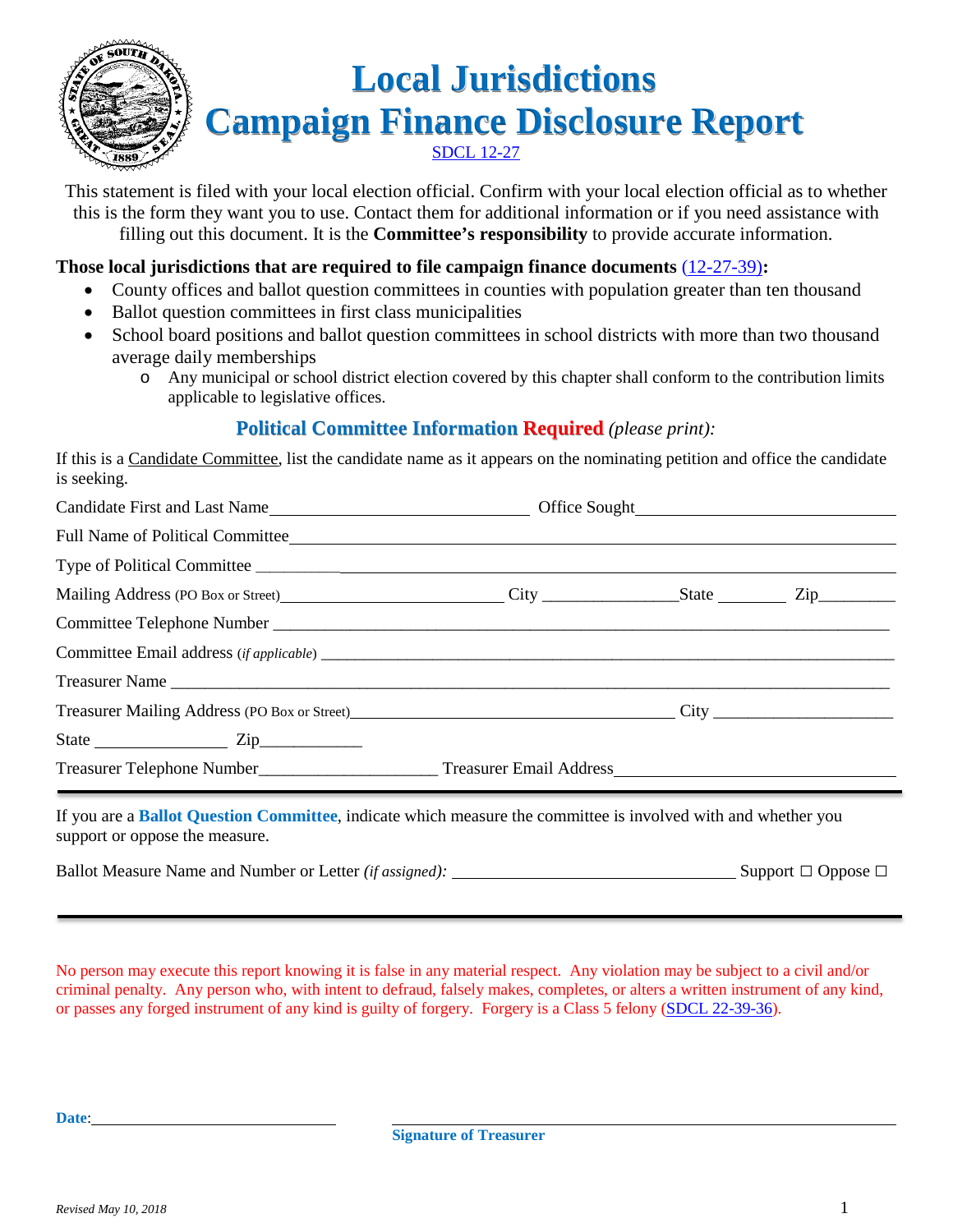# Local Jurisdictions Campaign Finance Disclosure Report

SDCL 12-27

This statement is filed with your local election official. Confirm with your local election official as to whether this is the form they want you to use. Contact them for additional information or if you need assistance with filling out this document. It is the **Committee's responsibility** to provide accurate information.

**Those local jurisdictions that are required to file campaign finance documents** (12-27-39)**:**

- County offices and ballot question committees in counties with population greater than ten thousand
- Ballot question committees in first class municipalities
- School board positions and ballot question committees in school districts with more than two thousand average daily memberships
  - Any municipal or school district election covered by this chapter shall conform to the contribution limits applicable to legislative offices.

## Political Committee Information Required *(please print):*

If this is a Candidate Committee, list the candidate name as it appears on the nominating petition and office the candidate is seeking.

Candidate First and Last Name_______________________________ Office Sought_______________________________

Full Name of Political Committee_______________________________________________________________

Type of Political Committee _______________________________________________________________

Mailing Address (PO Box or Street)___________________________ City _______________State ________ Zip_________

Committee Telephone Number _______________________________________________________________

Committee Email address *(if applicable)* _______________________________________________________________

Treasurer Name _______________________________________________________________

Treasurer Mailing Address (PO Box or Street)_______________________________________ City _____________________

State ________________ Zip_____________

Treasurer Telephone Number_____________________ Treasurer Email Address_______________________________

---

If you are a **Ballot Question Committee**, indicate which measure the committee is involved with and whether you support or oppose the measure.

Ballot Measure Name and Number or Letter *(if assigned)*: _________________________________ Support ☐ Oppose ☐

---

No person may execute this report knowing it is false in any material respect. Any violation may be subject to a civil and/or criminal penalty. Any person who, with intent to defraud, falsely makes, completes, or alters a written instrument of any kind, or passes any forged instrument of any kind is guilty of forgery. Forgery is a Class 5 felony (SDCL 22-39-36).

**Date**:______________________________

______________________________
**Signature of Treasurer**

*Revised May 10, 2018*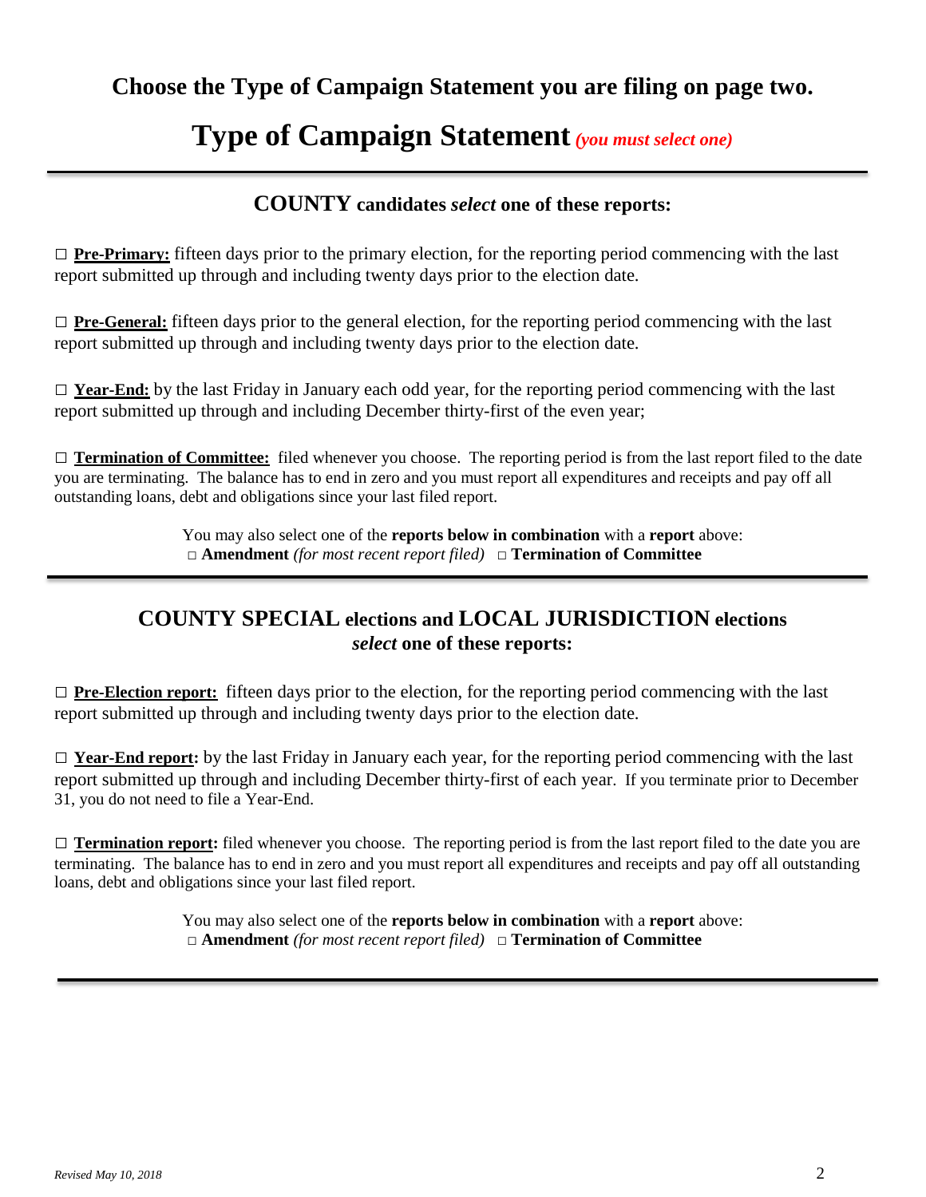## Choose the Type of Campaign Statement you are filing on page two.

# Type of Campaign Statement *(you must select one)*

---

### COUNTY candidates *select* one of these reports:

□ **Pre-Primary:** fifteen days prior to the primary election, for the reporting period commencing with the last report submitted up through and including twenty days prior to the election date.

□ **Pre-General:** fifteen days prior to the general election, for the reporting period commencing with the last report submitted up through and including twenty days prior to the election date.

□ **Year-End:** by the last Friday in January each odd year, for the reporting period commencing with the last report submitted up through and including December thirty-first of the even year;

□ **Termination of Committee:** filed whenever you choose. The reporting period is from the last report filed to the date you are terminating. The balance has to end in zero and you must report all expenditures and receipts and pay off all outstanding loans, debt and obligations since your last filed report.

You may also select one of the **reports below in combination** with a **report** above:
□ **Amendment** *(for most recent report filed)* □ **Termination of Committee**

---

### COUNTY SPECIAL elections and LOCAL JURISDICTION elections *select* one of these reports:

□ **Pre-Election report:** fifteen days prior to the election, for the reporting period commencing with the last report submitted up through and including twenty days prior to the election date.

□ **Year-End report:** by the last Friday in January each year, for the reporting period commencing with the last report submitted up through and including December thirty-first of each year. If you terminate prior to December 31, you do not need to file a Year-End.

□ **Termination report:** filed whenever you choose. The reporting period is from the last report filed to the date you are terminating. The balance has to end in zero and you must report all expenditures and receipts and pay off all outstanding loans, debt and obligations since your last filed report.

You may also select one of the **reports below in combination** with a **report** above:
□ **Amendment** *(for most recent report filed)* □ **Termination of Committee**

---

*Revised May 10, 2018*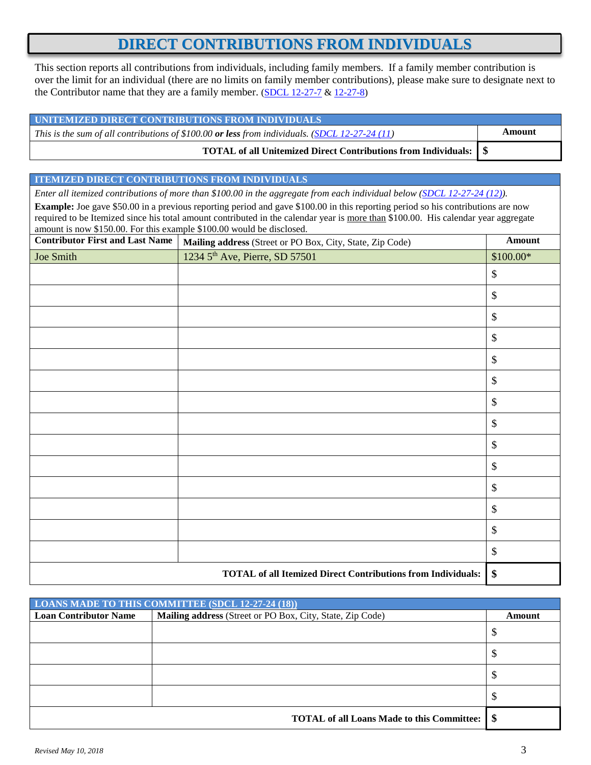# DIRECT CONTRIBUTIONS FROM INDIVIDUALS

This section reports all contributions from individuals, including family members. If a family member contribution is over the limit for an individual (there are no limits on family member contributions), please make sure to designate next to the Contributor name that they are a family member. (SDCL 12-27-7 & 12-27-8)

| UNITEMIZED DIRECT CONTRIBUTIONS FROM INDIVIDUALS | |
|---|---|
| *This is the sum of all contributions of $100.00 **or less** from individuals. (SDCL 12-27-24 (11)* | **Amount** |
| **TOTAL of all Unitemized Direct Contributions from Individuals:** | **$** |

**ITEMIZED DIRECT CONTRIBUTIONS FROM INDIVIDUALS**

*Enter all itemized contributions of more than $100.00 in the aggregate from each individual below (SDCL 12-27-24 (12)).*

**Example:** Joe gave $50.00 in a previous reporting period and gave $100.00 in this reporting period so his contributions are now required to be Itemized since his total amount contributed in the calendar year is more than $100.00. His calendar year aggregate amount is now $150.00. For this example $100.00 would be disclosed.

| Contributor First and Last Name | Mailing address (Street or PO Box, City, State, Zip Code) | Amount |
|---|---|---|
| Joe Smith | 1234 5th Ave, Pierre, SD 57501 | $100.00* |
| | | $ |
| | | $ |
| | | $ |
| | | $ |
| | | $ |
| | | $ |
| | | $ |
| | | $ |
| | | $ |
| | | $ |
| | | $ |
| | | $ |
| | | $ |
| | | $ |
| | **TOTAL of all Itemized Direct Contributions from Individuals:** | **$** |

**LOANS MADE TO THIS COMMITTEE (SDCL 12-27-24 (18))**

| Loan Contributor Name | Mailing address (Street or PO Box, City, State, Zip Code) | Amount |
|---|---|---|
| | | $ |
| | | $ |
| | | $ |
| | | $ |
| | **TOTAL of all Loans Made to this Committee:** | **$** |

*Revised May 10, 2018*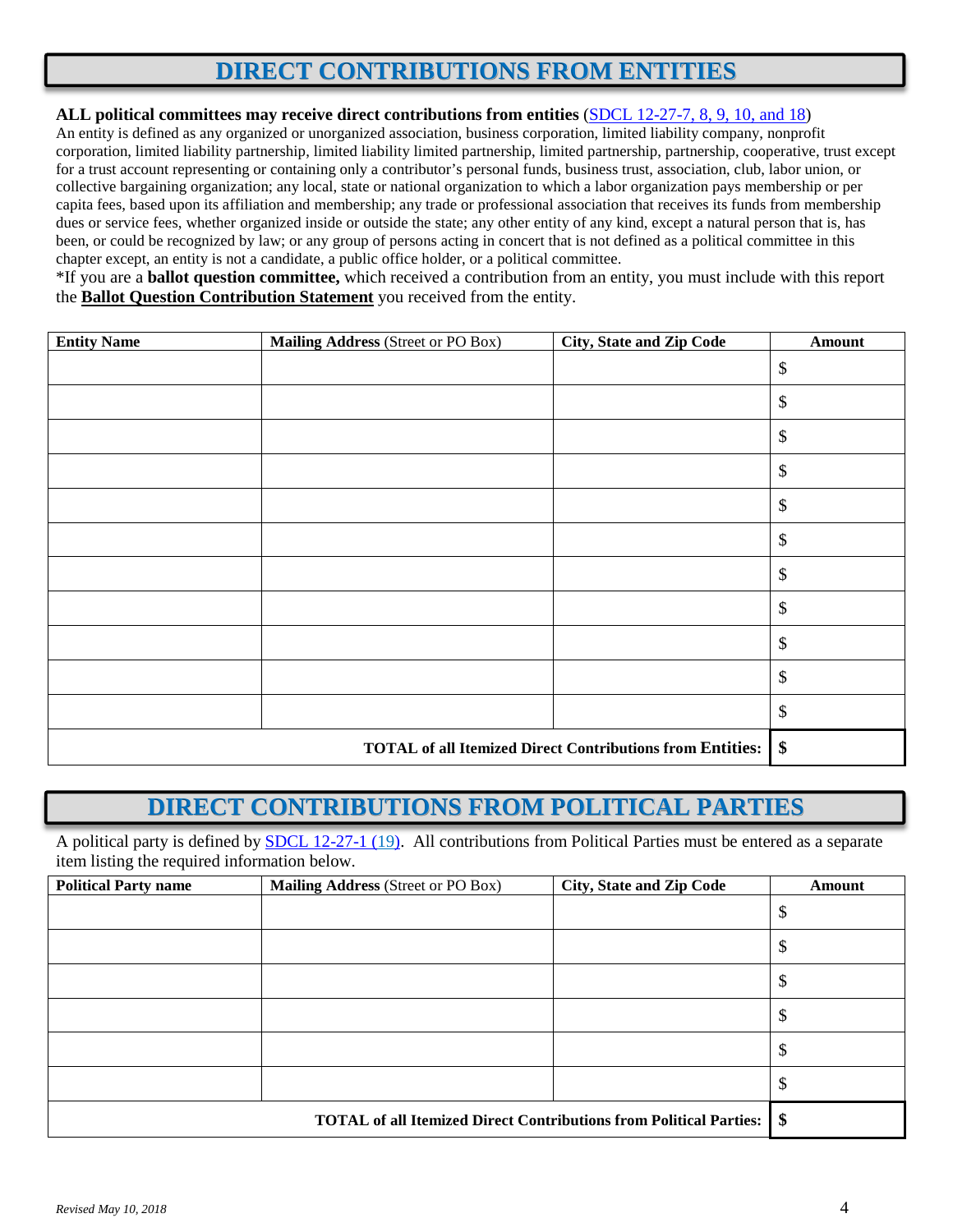# DIRECT CONTRIBUTIONS FROM ENTITIES

**ALL political committees may receive direct contributions from entities** (SDCL 12-27-7, 8, 9, 10, and 18)
An entity is defined as any organized or unorganized association, business corporation, limited liability company, nonprofit corporation, limited liability partnership, limited liability limited partnership, limited partnership, partnership, cooperative, trust except for a trust account representing or containing only a contributor's personal funds, business trust, association, club, labor union, or collective bargaining organization; any local, state or national organization to which a labor organization pays membership or per capita fees, based upon its affiliation and membership; any trade or professional association that receives its funds from membership dues or service fees, whether organized inside or outside the state; any other entity of any kind, except a natural person that is, has been, or could be recognized by law; or any group of persons acting in concert that is not defined as a political committee in this chapter except, an entity is not a candidate, a public office holder, or a political committee.

*If you are a **ballot question committee,** which received a contribution from an entity, you must include with this report the **Ballot Question Contribution Statement** you received from the entity.

| **Entity Name** | **Mailing Address** (Street or PO Box) | **City, State and Zip Code** | **Amount** |
|---|---|---|---|
| | | | $ |
| | | | $ |
| | | | $ |
| | | | $ |
| | | | $ |
| | | | $ |
| | | | $ |
| | | | $ |
| | | | $ |
| | | | $ |
| | | | $ |
| | | **TOTAL of all Itemized Direct Contributions from Entities:** | **$** |

# DIRECT CONTRIBUTIONS FROM POLITICAL PARTIES

A political party is defined by SDCL 12-27-1 (19). All contributions from Political Parties must be entered as a separate item listing the required information below.

| **Political Party name** | **Mailing Address** (Street or PO Box) | **City, State and Zip Code** | **Amount** |
|---|---|---|---|
| | | | $ |
| | | | $ |
| | | | $ |
| | | | $ |
| | | | $ |
| | | | $ |
| | | **TOTAL of all Itemized Direct Contributions from Political Parties:** | **$** |

*Revised May 10, 2018*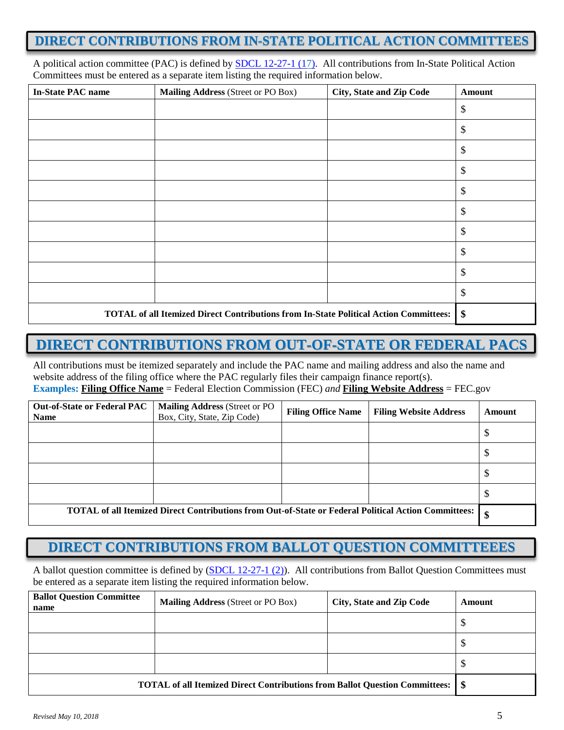## DIRECT CONTRIBUTIONS FROM IN-STATE POLITICAL ACTION COMMITTEES

A political action committee (PAC) is defined by SDCL 12-27-1 (17). All contributions from In-State Political Action Committees must be entered as a separate item listing the required information below.

| In-State PAC name | Mailing Address (Street or PO Box) | City, State and Zip Code | Amount |
|---|---|---|---|
| | | | $ |
| | | | $ |
| | | | $ |
| | | | $ |
| | | | $ |
| | | | $ |
| | | | $ |
| | | | $ |
| | | | $ |
| | | | $ |
| **TOTAL of all Itemized Direct Contributions from In-State Political Action Committees:** | | | **$** |

## DIRECT CONTRIBUTIONS FROM OUT-OF-STATE OR FEDERAL PACS

All contributions must be itemized separately and include the PAC name and mailing address and also the name and website address of the filing office where the PAC regularly files their campaign finance report(s).
**Examples:** **Filing Office Name** = Federal Election Commission (FEC) *and* **Filing Website Address** = FEC.gov

| Out-of-State or Federal PAC Name | Mailing Address (Street or PO Box, City, State, Zip Code) | Filing Office Name | Filing Website Address | Amount |
|---|---|---|---|---|
| | | | | $ |
| | | | | $ |
| | | | | $ |
| | | | | $ |
| **TOTAL of all Itemized Direct Contributions from Out-of-State or Federal Political Action Committees:** | | | | **$** |

## DIRECT CONTRIBUTIONS FROM BALLOT QUESTION COMMITTEEES

A ballot question committee is defined by (SDCL 12-27-1 (2)). All contributions from Ballot Question Committees must be entered as a separate item listing the required information below.

| Ballot Question Committee name | Mailing Address (Street or PO Box) | City, State and Zip Code | Amount |
|---|---|---|---|
| | | | $ |
| | | | $ |
| | | | $ |
| **TOTAL of all Itemized Direct Contributions from Ballot Question Committees:** | | | **$** |

*Revised May 10, 2018*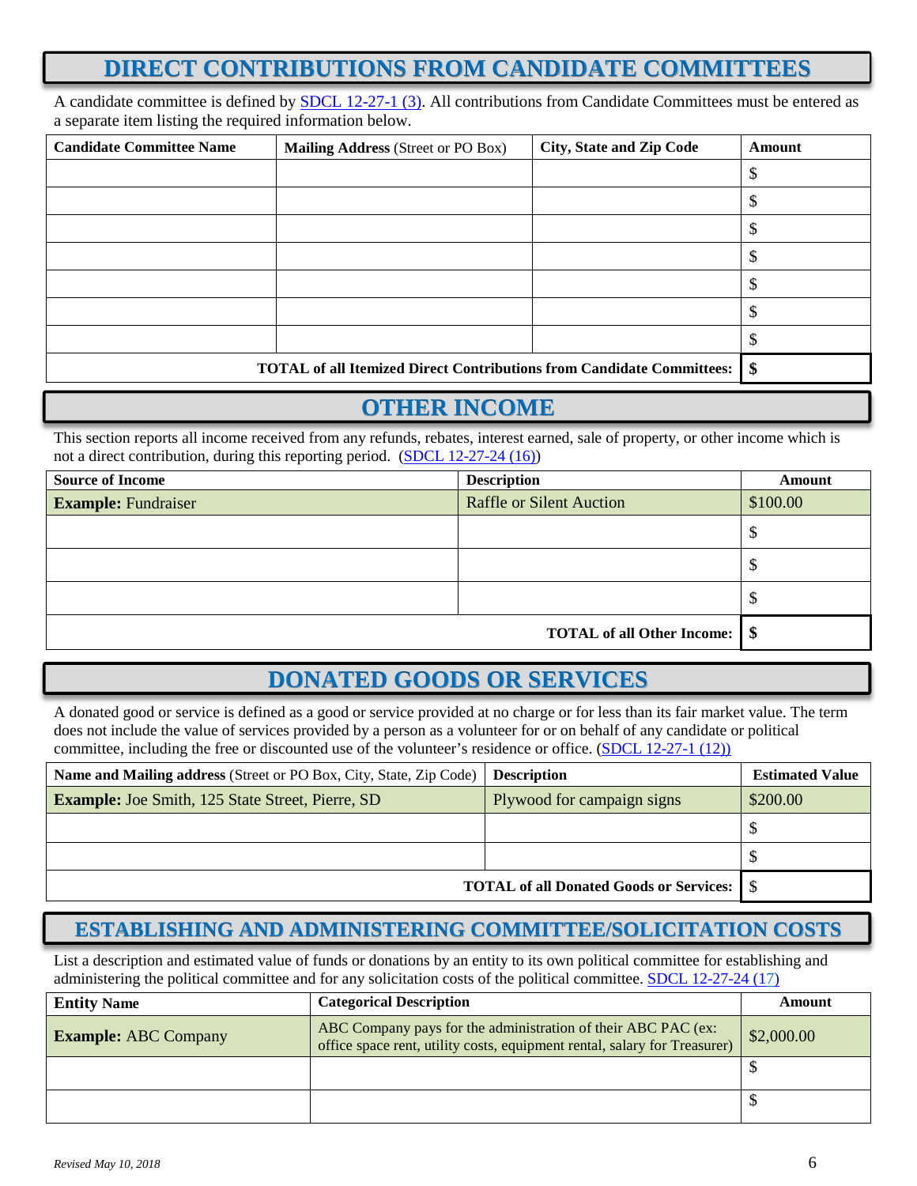## DIRECT CONTRIBUTIONS FROM CANDIDATE COMMITTEES

A candidate committee is defined by SDCL 12-27-1 (3). All contributions from Candidate Committees must be entered as a separate item listing the required information below.

| **Candidate Committee Name** | **Mailing Address** (Street or PO Box) | **City, State and Zip Code** | **Amount** |
|---|---|---|---|
| | | | $ |
| | | | $ |
| | | | $ |
| | | | $ |
| | | | $ |
| | | | $ |
| | | | $ |
| | | **TOTAL of all Itemized Direct Contributions from Candidate Committees:** | **$** |

## OTHER INCOME

This section reports all income received from any refunds, rebates, interest earned, sale of property, or other income which is not a direct contribution, during this reporting period. (SDCL 12-27-24 (16))

| **Source of Income** | **Description** | **Amount** |
|---|---|---|
| **Example:** Fundraiser | Raffle or Silent Auction | $100.00 |
| | | $ |
| | | $ |
| | | $ |
| | **TOTAL of all Other Income:** | **$** |

## DONATED GOODS OR SERVICES

A donated good or service is defined as a good or service provided at no charge or for less than its fair market value. The term does not include the value of services provided by a person as a volunteer for or on behalf of any candidate or political committee, including the free or discounted use of the volunteer's residence or office. (SDCL 12-27-1 (12))

| **Name and Mailing address** (Street or PO Box, City, State, Zip Code) | **Description** | **Estimated Value** |
|---|---|---|
| **Example:** Joe Smith, 125 State Street, Pierre, SD | Plywood for campaign signs | $200.00 |
| | | $ |
| | | $ |
| | **TOTAL of all Donated Goods or Services:** | $ |

## ESTABLISHING AND ADMINISTERING COMMITTEE/SOLICITATION COSTS

List a description and estimated value of funds or donations by an entity to its own political committee for establishing and administering the political committee and for any solicitation costs of the political committee. SDCL 12-27-24 (17)

| **Entity Name** | **Categorical Description** | **Amount** |
|---|---|---|
| **Example:** ABC Company | ABC Company pays for the administration of their ABC PAC (ex: office space rent, utility costs, equipment rental, salary for Treasurer) | $2,000.00 |
| | | $ |
| | | $ |

*Revised May 10, 2018*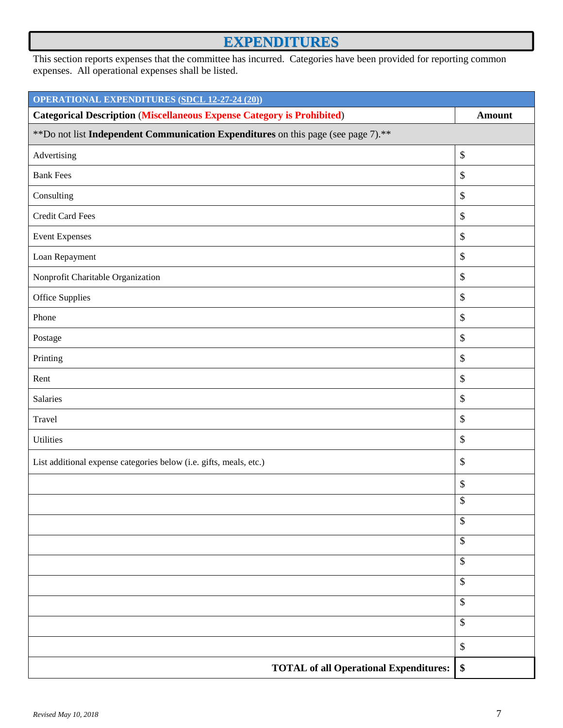# EXPENDITURES

This section reports expenses that the committee has incurred. Categories have been provided for reporting common expenses. All operational expenses shall be listed.

| OPERATIONAL EXPENDITURES (SDCL 12-27-24 (20)) | |
|---|---|
| **Categorical Description** (**Miscellaneous Expense Category is Prohibited**) | **Amount** |
| **Do not list **Independent Communication Expenditures** on this page (see page 7).** | |
| Advertising | $ |
| Bank Fees | $ |
| Consulting | $ |
| Credit Card Fees | $ |
| Event Expenses | $ |
| Loan Repayment | $ |
| Nonprofit Charitable Organization | $ |
| Office Supplies | $ |
| Phone | $ |
| Postage | $ |
| Printing | $ |
| Rent | $ |
| Salaries | $ |
| Travel | $ |
| Utilities | $ |
| List additional expense categories below (i.e. gifts, meals, etc.) | $ |
| | $ |
| | $ |
| | $ |
| | $ |
| | $ |
| | $ |
| | $ |
| | $ |
| | $ |
| **TOTAL of all Operational Expenditures:** | **$** |

*Revised May 10, 2018*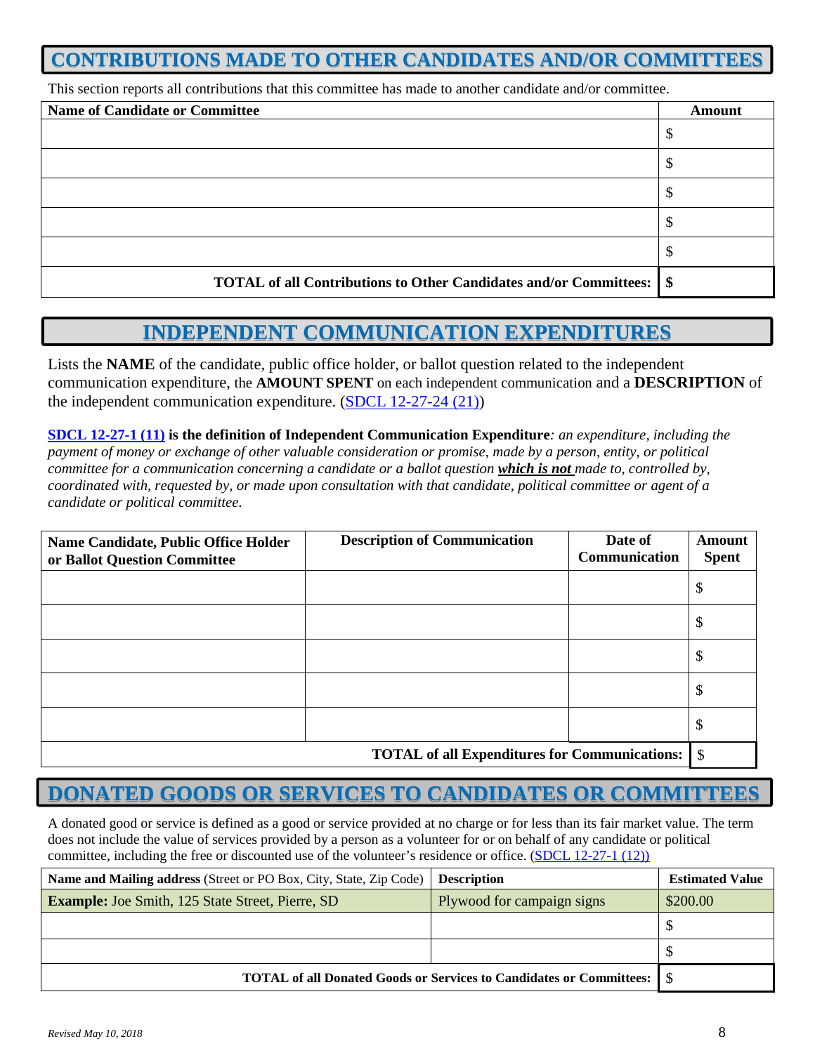## CONTRIBUTIONS MADE TO OTHER CANDIDATES AND/OR COMMITTEES

This section reports all contributions that this committee has made to another candidate and/or committee.

| Name of Candidate or Committee | Amount |
|---|---|
| | $ |
| | $ |
| | $ |
| | $ |
| | $ |
| **TOTAL of all Contributions to Other Candidates and/or Committees:** | **$** |

## INDEPENDENT COMMUNICATION EXPENDITURES

Lists the **NAME** of the candidate, public office holder, or ballot question related to the independent communication expenditure, the **AMOUNT SPENT** on each independent communication and a **DESCRIPTION** of the independent communication expenditure. (SDCL 12-27-24 (21))

**SDCL 12-27-1 (11) is the definition of Independent Communication Expenditure***: an expenditure, including the payment of money or exchange of other valuable consideration or promise, made by a person, entity, or political committee for a communication concerning a candidate or a ballot question* ***which is not*** *made to, controlled by, coordinated with, requested by, or made upon consultation with that candidate, political committee or agent of a candidate or political committee.*

| Name Candidate, Public Office Holder or Ballot Question Committee | Description of Communication | Date of Communication | Amount Spent |
|---|---|---|---|
| | | | $ |
| | | | $ |
| | | | $ |
| | | | $ |
| | | | $ |
| | | **TOTAL of all Expenditures for Communications:** | $ |

## DONATED GOODS OR SERVICES TO CANDIDATES OR COMMITTEES

A donated good or service is defined as a good or service provided at no charge or for less than its fair market value. The term does not include the value of services provided by a person as a volunteer for or on behalf of any candidate or political committee, including the free or discounted use of the volunteer's residence or office. (SDCL 12-27-1 (12))

| **Name and Mailing address** (Street or PO Box, City, State, Zip Code) | Description | Estimated Value |
|---|---|---|
| **Example:** Joe Smith, 125 State Street, Pierre, SD | Plywood for campaign signs | $200.00 |
| | | $ |
| | | $ |
| | **TOTAL of all Donated Goods or Services to Candidates or Committees:** | $ |

*Revised May 10, 2018*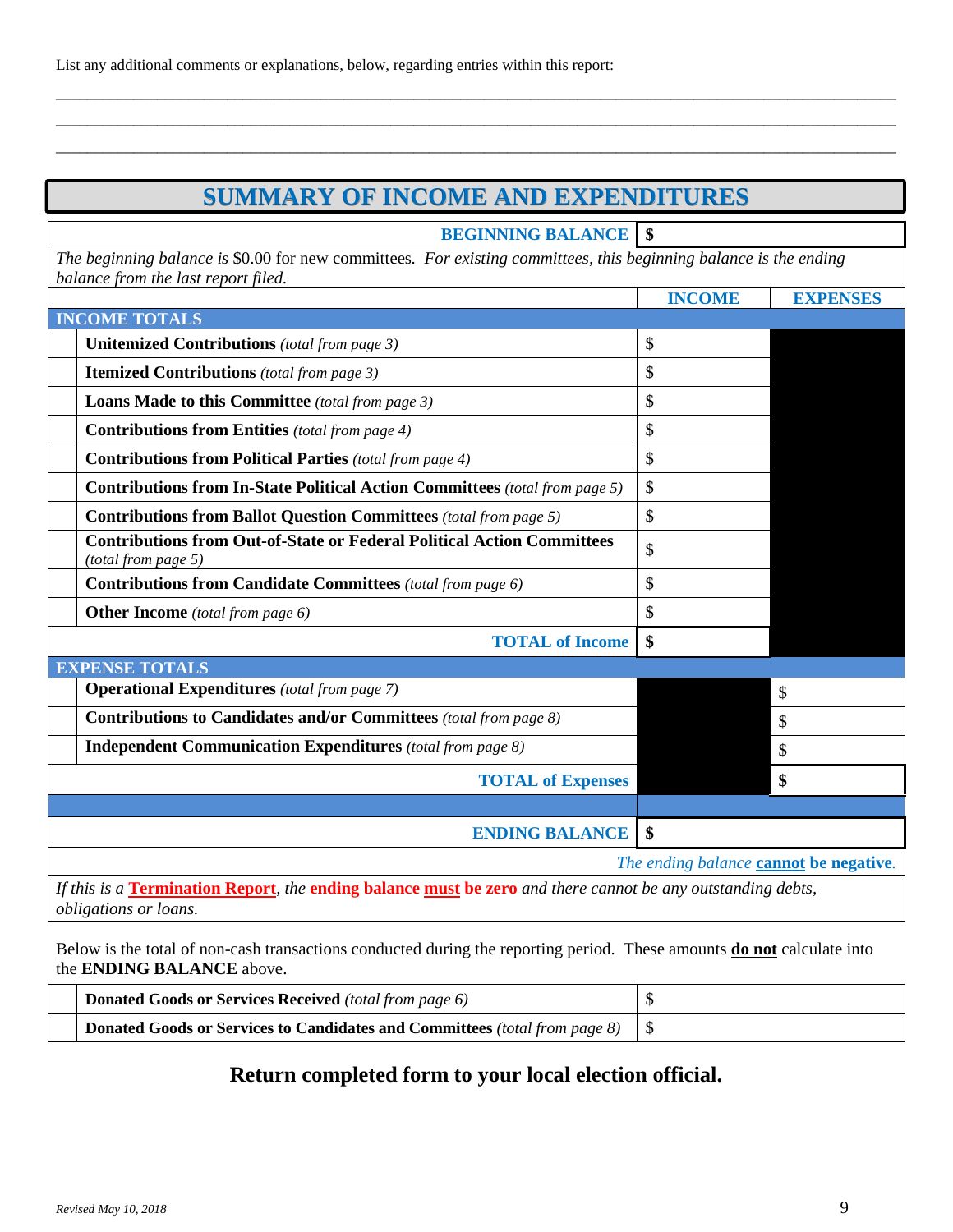List any additional comments or explanations, below, regarding entries within this report:

\_\_\_\_\_\_\_\_\_\_\_\_\_\_\_\_\_\_\_\_\_\_\_\_\_\_\_\_\_\_\_\_\_\_\_\_\_\_\_\_\_\_\_\_\_\_\_\_\_\_\_\_\_\_\_\_\_\_\_\_\_\_\_\_\_\_\_\_\_\_\_\_\_\_\_\_

\_\_\_\_\_\_\_\_\_\_\_\_\_\_\_\_\_\_\_\_\_\_\_\_\_\_\_\_\_\_\_\_\_\_\_\_\_\_\_\_\_\_\_\_\_\_\_\_\_\_\_\_\_\_\_\_\_\_\_\_\_\_\_\_\_\_\_\_\_\_\_\_\_\_\_\_

\_\_\_\_\_\_\_\_\_\_\_\_\_\_\_\_\_\_\_\_\_\_\_\_\_\_\_\_\_\_\_\_\_\_\_\_\_\_\_\_\_\_\_\_\_\_\_\_\_\_\_\_\_\_\_\_\_\_\_\_\_\_\_\_\_\_\_\_\_\_\_\_\_\_\_\_

# SUMMARY OF INCOME AND EXPENDITURES

| | | |
|---|---|---|
| **BEGINNING BALANCE** | **$** | |
| *The beginning balance is* $0.00 for new committees. *For existing committees, this beginning balance is the ending balance from the last report filed.* | | |
| | **INCOME** | **EXPENSES** |
| **INCOME TOTALS** | | |
| **Unitemized Contributions** *(total from page 3)* | $ | |
| **Itemized Contributions** *(total from page 3)* | $ | |
| **Loans Made to this Committee** *(total from page 3)* | $ | |
| **Contributions from Entities** *(total from page 4)* | $ | |
| **Contributions from Political Parties** *(total from page 4)* | $ | |
| **Contributions from In-State Political Action Committees** *(total from page 5)* | $ | |
| **Contributions from Ballot Question Committees** *(total from page 5)* | $ | |
| **Contributions from Out-of-State or Federal Political Action Committees** *(total from page 5)* | $ | |
| **Contributions from Candidate Committees** *(total from page 6)* | $ | |
| **Other Income** *(total from page 6)* | $ | |
| **TOTAL of Income** | **$** | |
| **EXPENSE TOTALS** | | |
| **Operational Expenditures** *(total from page 7)* | | $ |
| **Contributions to Candidates and/or Committees** *(total from page 8)* | | $ |
| **Independent Communication Expenditures** *(total from page 8)* | | $ |
| **TOTAL of Expenses** | | **$** |
| **ENDING BALANCE** | **$** | |
| *The ending balance* **cannot be negative**. | | |
| *If this is a* **Termination Report**, *the* **ending balance must be zero** *and there cannot be any outstanding debts, obligations or loans.* | | |

Below is the total of non-cash transactions conducted during the reporting period. These amounts **do not** calculate into the **ENDING BALANCE** above.

| | |
|---|---|
| **Donated Goods or Services Received** *(total from page 6)* | $ |
| **Donated Goods or Services to Candidates and Committees** *(total from page 8)* | $ |

## Return completed form to your local election official.

*Revised May 10, 2018*